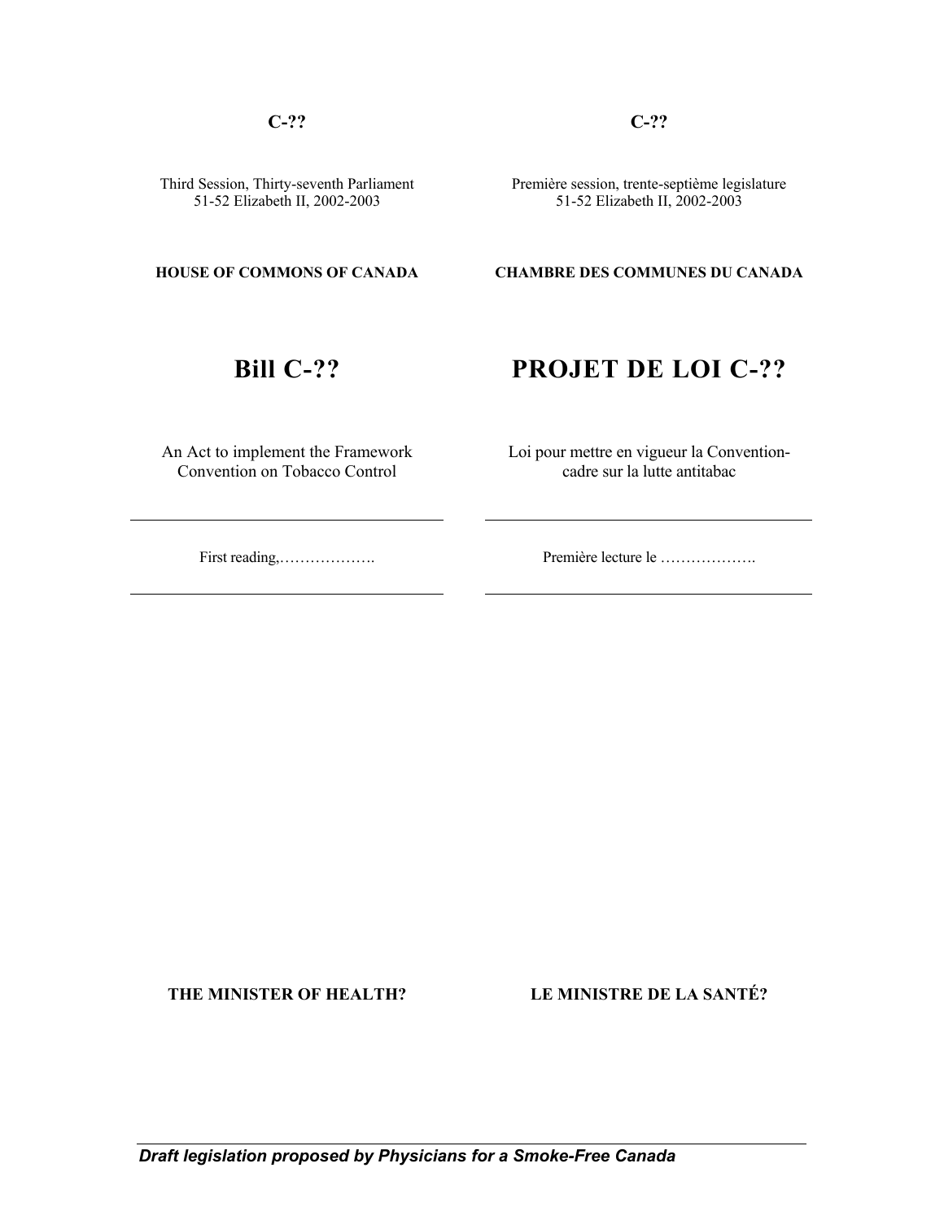**C-??**

Third Session, Thirty-seventh Parliament
51-52 Elizabeth II, 2002-2003

**HOUSE OF COMMONS OF CANADA**

# Bill C-??

An Act to implement the Framework Convention on Tobacco Control

---

First reading,……………….

---

**THE MINISTER OF HEALTH?**

**C-??**

Première session, trente-septième legislature
51-52 Elizabeth II, 2002-2003

**CHAMBRE DES COMMUNES DU CANADA**

# PROJET DE LOI C-??

Loi pour mettre en vigueur la Convention-cadre sur la lutte antitabac

---

Première lecture le ……………….

---

**LE MINISTRE DE LA SANTÉ?**

---

***Draft legislation proposed by Physicians for a Smoke-Free Canada***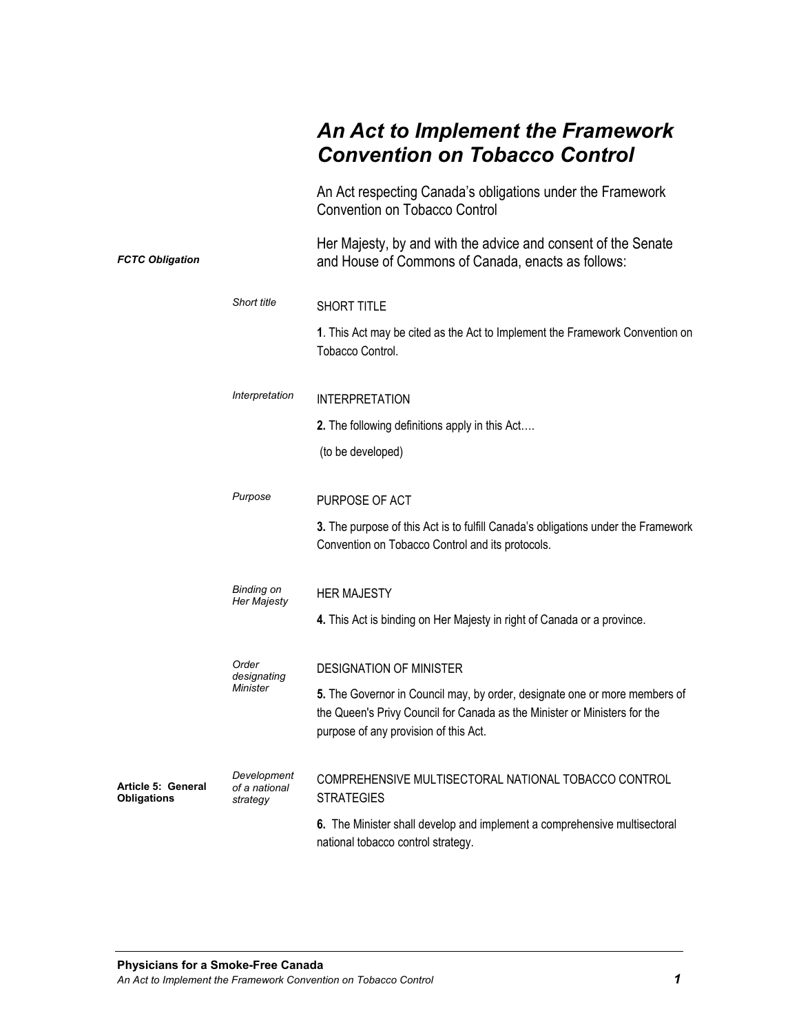# *An Act to Implement the Framework Convention on Tobacco Control*

An Act respecting Canada's obligations under the Framework Convention on Tobacco Control

***FCTC Obligation***

Her Majesty, by and with the advice and consent of the Senate and House of Commons of Canada, enacts as follows:

*Short title*

SHORT TITLE

**1**. This Act may be cited as the Act to Implement the Framework Convention on Tobacco Control.

*Interpretation*

INTERPRETATION

**2.** The following definitions apply in this Act….

(to be developed)

*Purpose*

PURPOSE OF ACT

**3.** The purpose of this Act is to fulfill Canada's obligations under the Framework Convention on Tobacco Control and its protocols.

*Binding on Her Majesty*

HER MAJESTY

**4.** This Act is binding on Her Majesty in right of Canada or a province.

*Order designating Minister*

DESIGNATION OF MINISTER

**5.** The Governor in Council may, by order, designate one or more members of the Queen's Privy Council for Canada as the Minister or Ministers for the purpose of any provision of this Act.

**Article 5: General Obligations**

*Development of a national strategy*

COMPREHENSIVE MULTISECTORAL NATIONAL TOBACCO CONTROL STRATEGIES

**6.** The Minister shall develop and implement a comprehensive multisectoral national tobacco control strategy.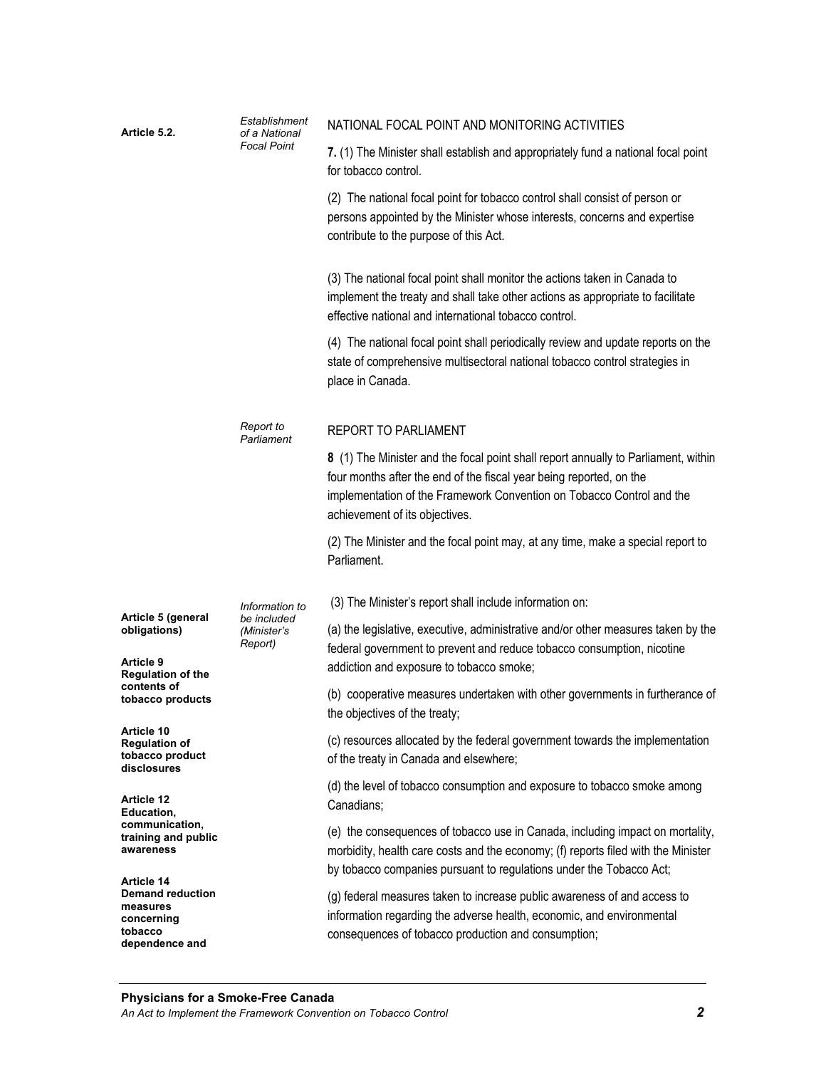**Article 5.2.**

*Establishment of a National Focal Point*

NATIONAL FOCAL POINT AND MONITORING ACTIVITIES

**7.** (1) The Minister shall establish and appropriately fund a national focal point for tobacco control.

(2) The national focal point for tobacco control shall consist of person or persons appointed by the Minister whose interests, concerns and expertise contribute to the purpose of this Act.

(3) The national focal point shall monitor the actions taken in Canada to implement the treaty and shall take other actions as appropriate to facilitate effective national and international tobacco control.

(4) The national focal point shall periodically review and update reports on the state of comprehensive multisectoral national tobacco control strategies in place in Canada.

*Report to Parliament*

REPORT TO PARLIAMENT

**8** (1) The Minister and the focal point shall report annually to Parliament, within four months after the end of the fiscal year being reported, on the implementation of the Framework Convention on Tobacco Control and the achievement of its objectives.

(2) The Minister and the focal point may, at any time, make a special report to Parliament.

**Article 5 (general obligations)**

**Article 9 Regulation of the contents of tobacco products**

**Article 10 Regulation of tobacco product disclosures**

**Article 12 Education, communication, training and public awareness**

**Article 14 Demand reduction measures concerning tobacco dependence and**

*Information to be included (Minister's Report)*

(3) The Minister's report shall include information on:

(a) the legislative, executive, administrative and/or other measures taken by the federal government to prevent and reduce tobacco consumption, nicotine addiction and exposure to tobacco smoke;

(b) cooperative measures undertaken with other governments in furtherance of the objectives of the treaty;

(c) resources allocated by the federal government towards the implementation of the treaty in Canada and elsewhere;

(d) the level of tobacco consumption and exposure to tobacco smoke among Canadians;

(e) the consequences of tobacco use in Canada, including impact on mortality, morbidity, health care costs and the economy; (f) reports filed with the Minister by tobacco companies pursuant to regulations under the Tobacco Act;

(g) federal measures taken to increase public awareness of and access to information regarding the adverse health, economic, and environmental consequences of tobacco production and consumption;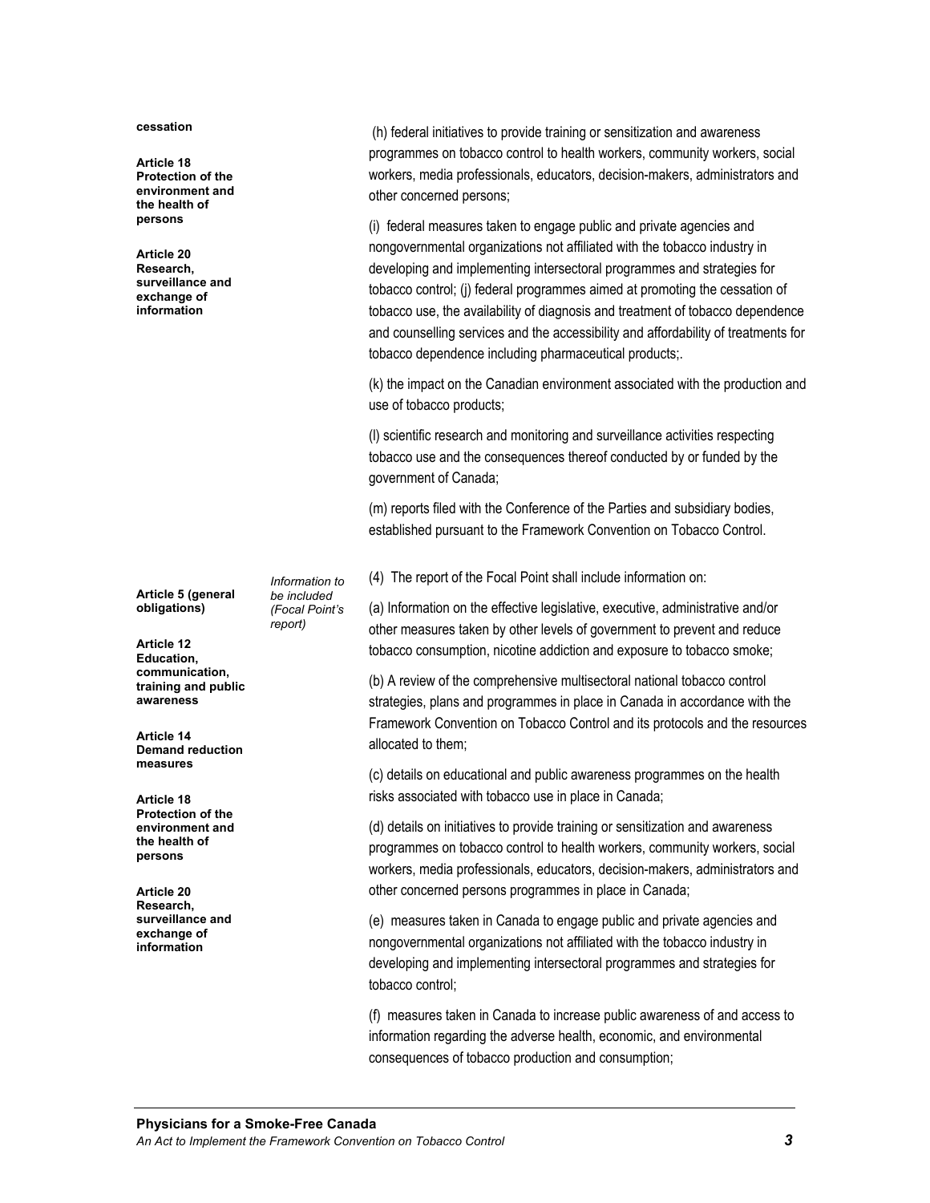| | | |
|---|---|---|
| **cessation**<br><br>**Article 18 Protection of the environment and the health of persons**<br><br>**Article 20 Research, surveillance and exchange of information** | | (h) federal initiatives to provide training or sensitization and awareness programmes on tobacco control to health workers, community workers, social workers, media professionals, educators, decision-makers, administrators and other concerned persons;<br><br>(i) federal measures taken to engage public and private agencies and nongovernmental organizations not affiliated with the tobacco industry in developing and implementing intersectoral programmes and strategies for tobacco control; (j) federal programmes aimed at promoting the cessation of tobacco use, the availability of diagnosis and treatment of tobacco dependence and counselling services and the accessibility and affordability of treatments for tobacco dependence including pharmaceutical products;.<br><br>(k) the impact on the Canadian environment associated with the production and use of tobacco products;<br><br>(l) scientific research and monitoring and surveillance activities respecting tobacco use and the consequences thereof conducted by or funded by the government of Canada;<br><br>(m) reports filed with the Conference of the Parties and subsidiary bodies, established pursuant to the Framework Convention on Tobacco Control. |
| **Article 5 (general obligations)**<br><br>**Article 12 Education, communication, training and public awareness**<br><br>**Article 14 Demand reduction measures**<br><br>**Article 18 Protection of the environment and the health of persons**<br><br>**Article 20 Research, surveillance and exchange of information** | *Information to be included (Focal Point's report)* | (4) The report of the Focal Point shall include information on:<br><br>(a) Information on the effective legislative, executive, administrative and/or other measures taken by other levels of government to prevent and reduce tobacco consumption, nicotine addiction and exposure to tobacco smoke;<br><br>(b) A review of the comprehensive multisectoral national tobacco control strategies, plans and programmes in place in Canada in accordance with the Framework Convention on Tobacco Control and its protocols and the resources allocated to them;<br><br>(c) details on educational and public awareness programmes on the health risks associated with tobacco use in place in Canada;<br><br>(d) details on initiatives to provide training or sensitization and awareness programmes on tobacco control to health workers, community workers, social workers, media professionals, educators, decision-makers, administrators and other concerned persons programmes in place in Canada;<br><br>(e) measures taken in Canada to engage public and private agencies and nongovernmental organizations not affiliated with the tobacco industry in developing and implementing intersectoral programmes and strategies for tobacco control;<br><br>(f) measures taken in Canada to increase public awareness of and access to information regarding the adverse health, economic, and environmental consequences of tobacco production and consumption; |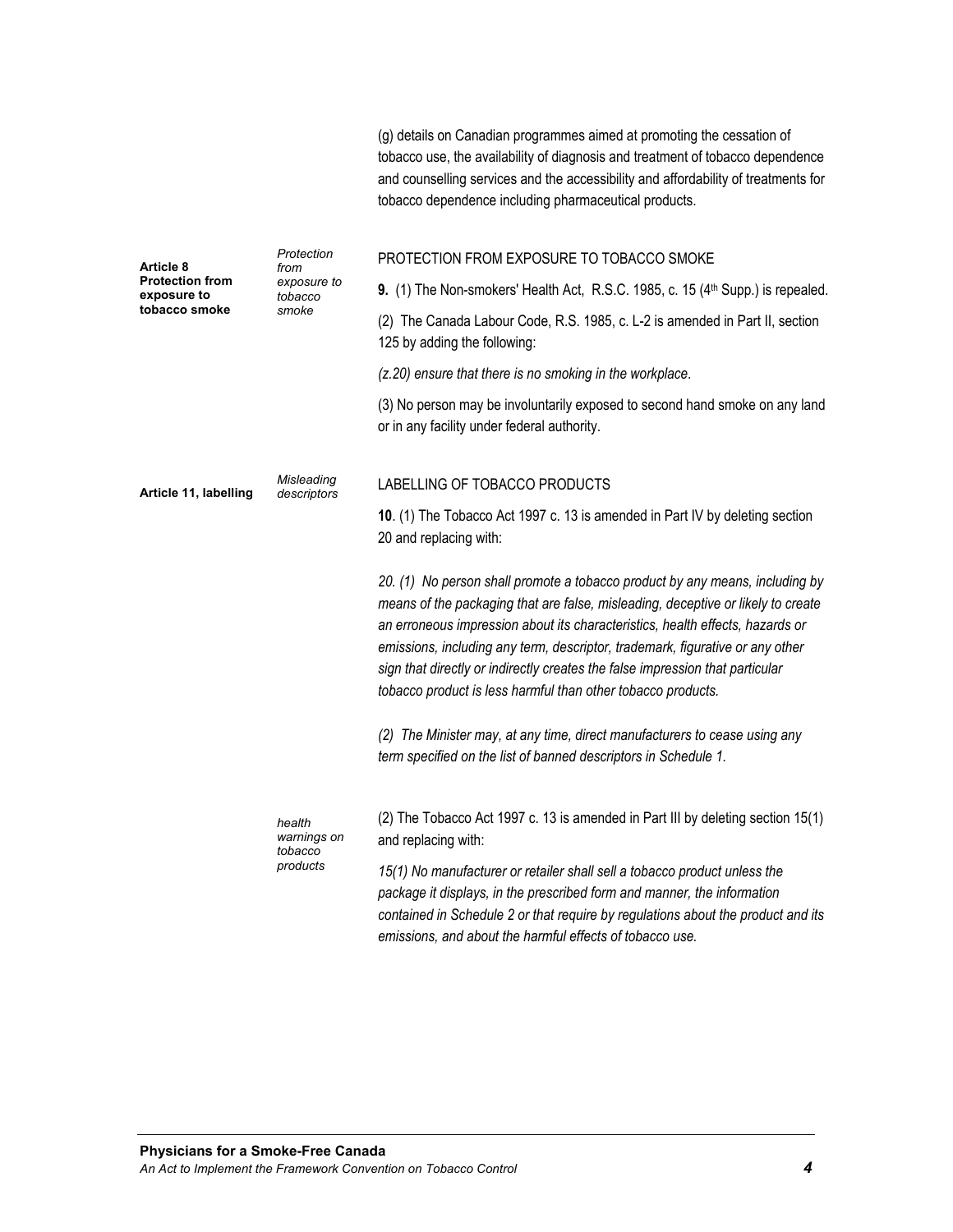(g) details on Canadian programmes aimed at promoting the cessation of tobacco use, the availability of diagnosis and treatment of tobacco dependence and counselling services and the accessibility and affordability of treatments for tobacco dependence including pharmaceutical products.

**Article 8 Protection from exposure to tobacco smoke**

*Protection from exposure to tobacco smoke*

PROTECTION FROM EXPOSURE TO TOBACCO SMOKE

**9.** (1) The Non-smokers' Health Act, R.S.C. 1985, c. 15 (4th Supp.) is repealed.

(2) The Canada Labour Code, R.S. 1985, c. L-2 is amended in Part II, section 125 by adding the following:

*(z.20) ensure that there is no smoking in the workplace*.

(3) No person may be involuntarily exposed to second hand smoke on any land or in any facility under federal authority.

**Article 11, labelling**

*Misleading descriptors*

LABELLING OF TOBACCO PRODUCTS

**10**. (1) The Tobacco Act 1997 c. 13 is amended in Part IV by deleting section 20 and replacing with:

*20. (1) No person shall promote a tobacco product by any means, including by means of the packaging that are false, misleading, deceptive or likely to create an erroneous impression about its characteristics, health effects, hazards or emissions, including any term, descriptor, trademark, figurative or any other sign that directly or indirectly creates the false impression that particular tobacco product is less harmful than other tobacco products.*

*(2) The Minister may, at any time, direct manufacturers to cease using any term specified on the list of banned descriptors in Schedule 1.*

*health warnings on tobacco products*

(2) The Tobacco Act 1997 c. 13 is amended in Part III by deleting section 15(1) and replacing with:

*15(1) No manufacturer or retailer shall sell a tobacco product unless the package it displays, in the prescribed form and manner, the information contained in Schedule 2 or that require by regulations about the product and its emissions, and about the harmful effects of tobacco use.*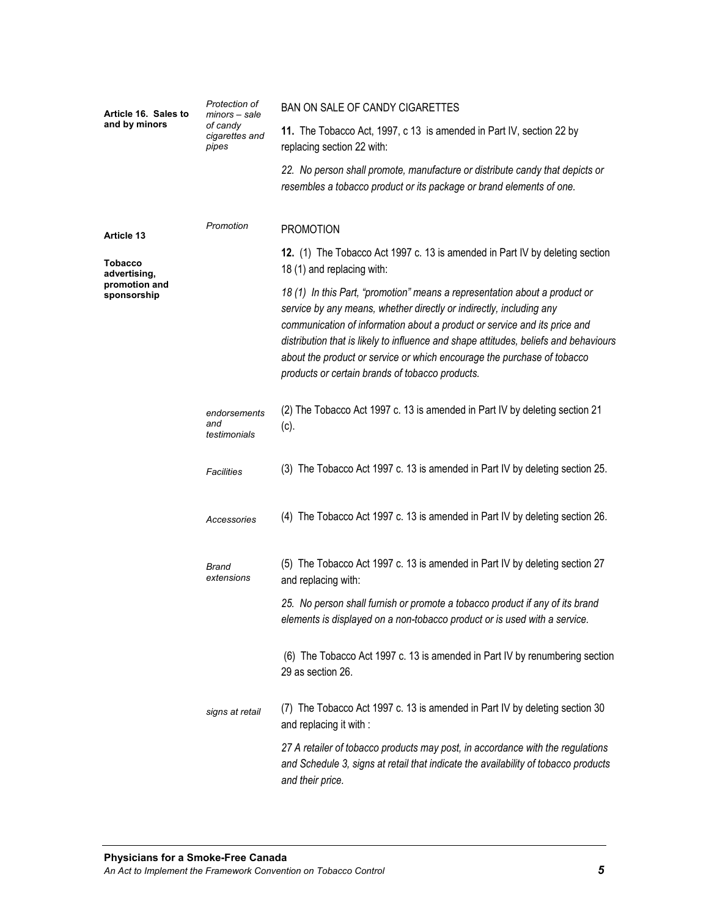**Article 16. Sales to and by minors**

*Protection of minors – sale of candy cigarettes and pipes*

BAN ON SALE OF CANDY CIGARETTES

**11.** The Tobacco Act, 1997, c 13 is amended in Part IV, section 22 by replacing section 22 with:

*22. No person shall promote, manufacture or distribute candy that depicts or resembles a tobacco product or its package or brand elements of one.*

**Article 13**

**Tobacco advertising, promotion and sponsorship**

*Promotion*

PROMOTION

**12.** (1) The Tobacco Act 1997 c. 13 is amended in Part IV by deleting section 18 (1) and replacing with:

*18 (1) In this Part, "promotion" means a representation about a product or service by any means, whether directly or indirectly, including any communication of information about a product or service and its price and distribution that is likely to influence and shape attitudes, beliefs and behaviours about the product or service or which encourage the purchase of tobacco products or certain brands of tobacco products.*

*endorsements and testimonials*

(2) The Tobacco Act 1997 c. 13 is amended in Part IV by deleting section 21 (c).

*Facilities*

(3) The Tobacco Act 1997 c. 13 is amended in Part IV by deleting section 25.

*Accessories*

(4) The Tobacco Act 1997 c. 13 is amended in Part IV by deleting section 26.

*Brand extensions*

(5) The Tobacco Act 1997 c. 13 is amended in Part IV by deleting section 27 and replacing with:

*25. No person shall furnish or promote a tobacco product if any of its brand elements is displayed on a non-tobacco product or is used with a service.*

(6) The Tobacco Act 1997 c. 13 is amended in Part IV by renumbering section 29 as section 26.

*signs at retail*

(7) The Tobacco Act 1997 c. 13 is amended in Part IV by deleting section 30 and replacing it with :

*27 A retailer of tobacco products may post, in accordance with the regulations and Schedule 3, signs at retail that indicate the availability of tobacco products and their price.*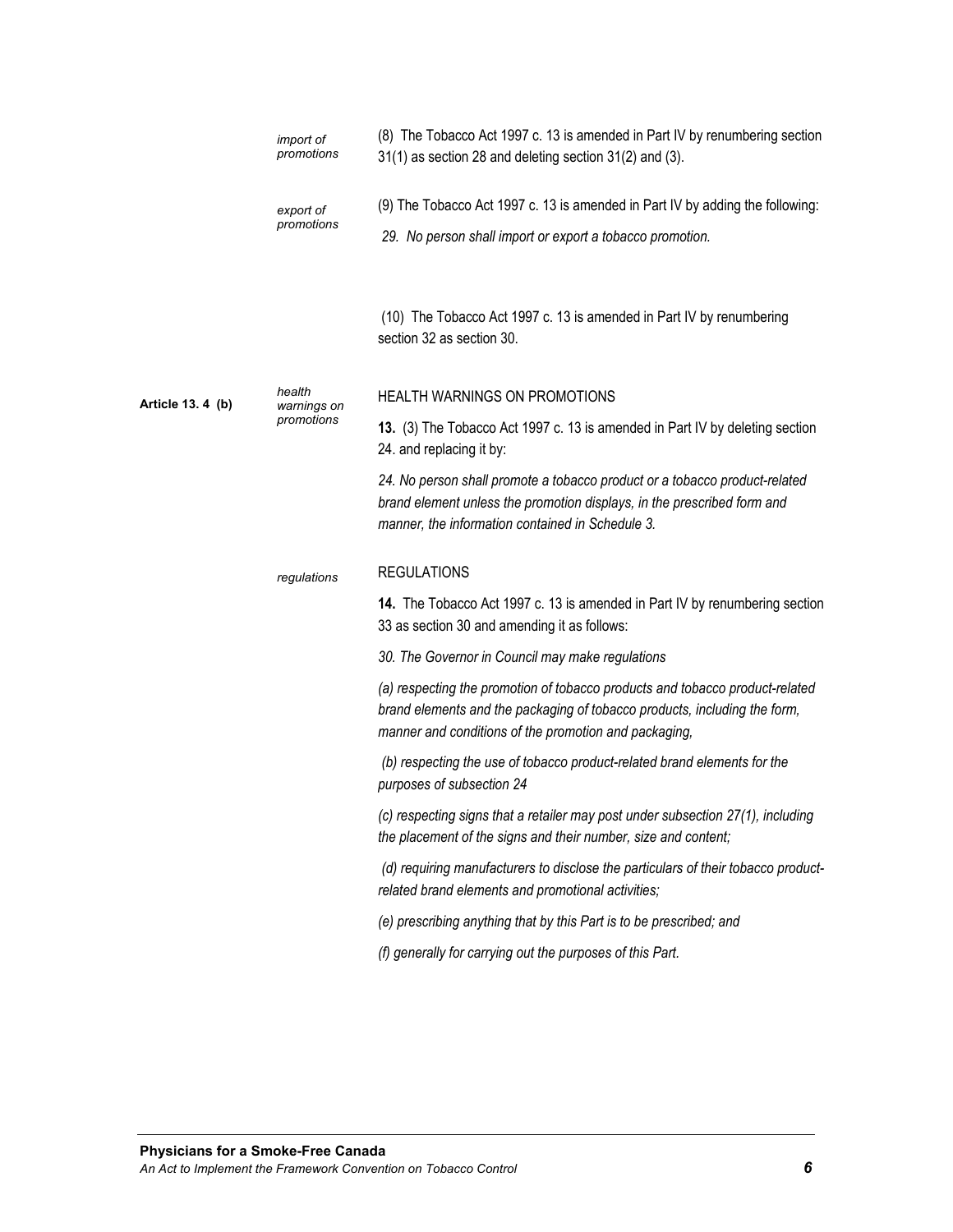*import of promotions*

(8) The Tobacco Act 1997 c. 13 is amended in Part IV by renumbering section 31(1) as section 28 and deleting section 31(2) and (3).

*export of promotions*

(9) The Tobacco Act 1997 c. 13 is amended in Part IV by adding the following:

*29. No person shall import or export a tobacco promotion.*

(10) The Tobacco Act 1997 c. 13 is amended in Part IV by renumbering section 32 as section 30.

**Article 13. 4 (b)**

*health warnings on promotions*

HEALTH WARNINGS ON PROMOTIONS

**13.** (3) The Tobacco Act 1997 c. 13 is amended in Part IV by deleting section 24. and replacing it by:

*24. No person shall promote a tobacco product or a tobacco product-related brand element unless the promotion displays, in the prescribed form and manner, the information contained in Schedule 3.*

*regulations*

REGULATIONS

**14.** The Tobacco Act 1997 c. 13 is amended in Part IV by renumbering section 33 as section 30 and amending it as follows:

*30. The Governor in Council may make regulations*

*(a) respecting the promotion of tobacco products and tobacco product-related brand elements and the packaging of tobacco products, including the form, manner and conditions of the promotion and packaging,*

*(b) respecting the use of tobacco product-related brand elements for the purposes of subsection 24*

*(c) respecting signs that a retailer may post under subsection 27(1), including the placement of the signs and their number, size and content;*

*(d) requiring manufacturers to disclose the particulars of their tobacco product-related brand elements and promotional activities;*

*(e) prescribing anything that by this Part is to be prescribed; and*

*(f) generally for carrying out the purposes of this Part.*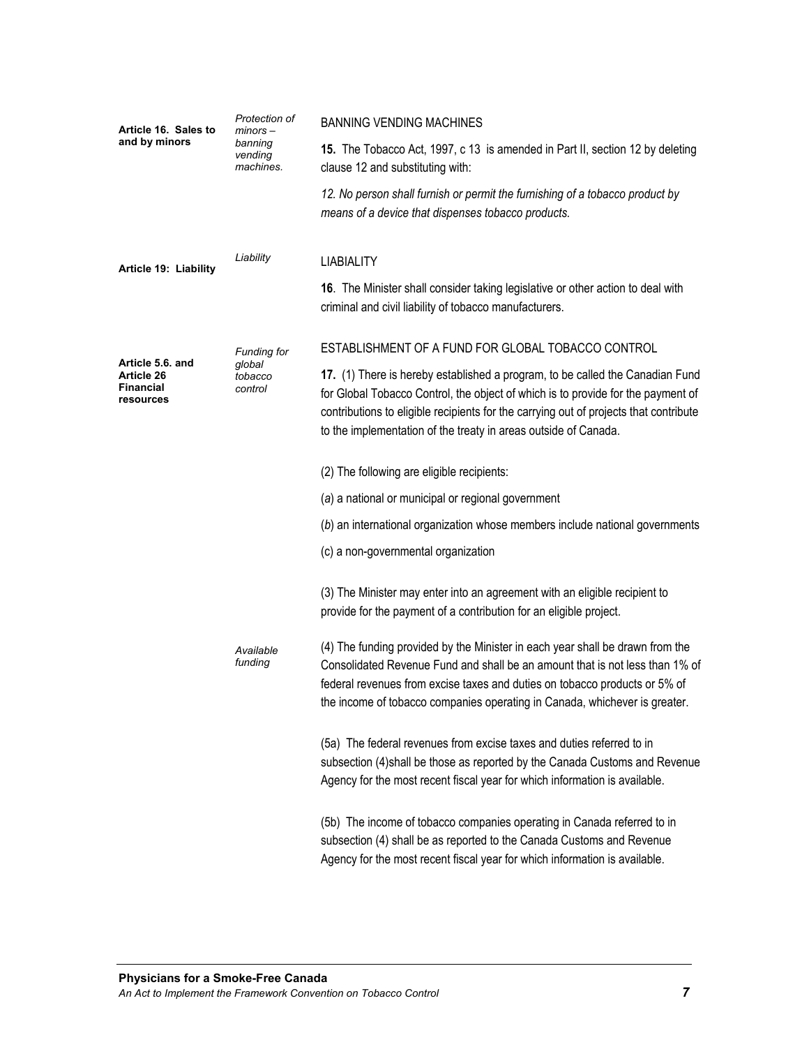| | | |
|---|---|---|
| **Article 16. Sales to and by minors** | *Protection of minors – banning vending machines.* | BANNING VENDING MACHINES<br><br>**15.** The Tobacco Act, 1997, c 13 is amended in Part II, section 12 by deleting clause 12 and substituting with:<br><br>*12. No person shall furnish or permit the furnishing of a tobacco product by means of a device that dispenses tobacco products.* |
| **Article 19: Liability** | *Liability* | LIABIALITY<br><br>**16**. The Minister shall consider taking legislative or other action to deal with criminal and civil liability of tobacco manufacturers. |
| **Article 5.6. and Article 26 Financial resources** | *Funding for global tobacco control* | ESTABLISHMENT OF A FUND FOR GLOBAL TOBACCO CONTROL<br><br>**17.** (1) There is hereby established a program, to be called the Canadian Fund for Global Tobacco Control, the object of which is to provide for the payment of contributions to eligible recipients for the carrying out of projects that contribute to the implementation of the treaty in areas outside of Canada.<br><br>(2) The following are eligible recipients:<br><br>(*a*) a national or municipal or regional government<br><br>(*b*) an international organization whose members include national governments<br><br>(c) a non-governmental organization<br><br>(3) The Minister may enter into an agreement with an eligible recipient to provide for the payment of a contribution for an eligible project. |
| | *Available funding* | (4) The funding provided by the Minister in each year shall be drawn from the Consolidated Revenue Fund and shall be an amount that is not less than 1% of federal revenues from excise taxes and duties on tobacco products or 5% of the income of tobacco companies operating in Canada, whichever is greater.<br><br>(5a) The federal revenues from excise taxes and duties referred to in subsection (4)shall be those as reported by the Canada Customs and Revenue Agency for the most recent fiscal year for which information is available.<br><br>(5b) The income of tobacco companies operating in Canada referred to in subsection (4) shall be as reported to the Canada Customs and Revenue Agency for the most recent fiscal year for which information is available. |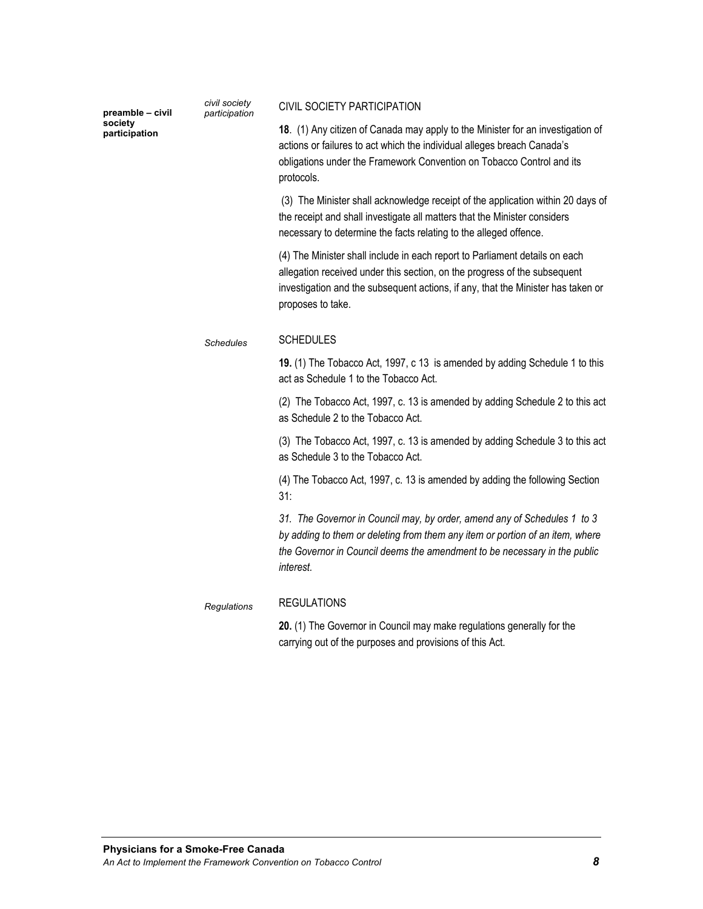**preamble – civil society participation**

*civil society participation*

CIVIL SOCIETY PARTICIPATION

**18**. (1) Any citizen of Canada may apply to the Minister for an investigation of actions or failures to act which the individual alleges breach Canada's obligations under the Framework Convention on Tobacco Control and its protocols.

(3) The Minister shall acknowledge receipt of the application within 20 days of the receipt and shall investigate all matters that the Minister considers necessary to determine the facts relating to the alleged offence.

(4) The Minister shall include in each report to Parliament details on each allegation received under this section, on the progress of the subsequent investigation and the subsequent actions, if any, that the Minister has taken or proposes to take.

*Schedules*

SCHEDULES

**19.** (1) The Tobacco Act, 1997, c 13 is amended by adding Schedule 1 to this act as Schedule 1 to the Tobacco Act.

(2) The Tobacco Act, 1997, c. 13 is amended by adding Schedule 2 to this act as Schedule 2 to the Tobacco Act.

(3) The Tobacco Act, 1997, c. 13 is amended by adding Schedule 3 to this act as Schedule 3 to the Tobacco Act.

(4) The Tobacco Act, 1997, c. 13 is amended by adding the following Section 31:

*31. The Governor in Council may, by order, amend any of Schedules 1 to 3 by adding to them or deleting from them any item or portion of an item, where the Governor in Council deems the amendment to be necessary in the public interest.*

*Regulations*

REGULATIONS

**20.** (1) The Governor in Council may make regulations generally for the carrying out of the purposes and provisions of this Act.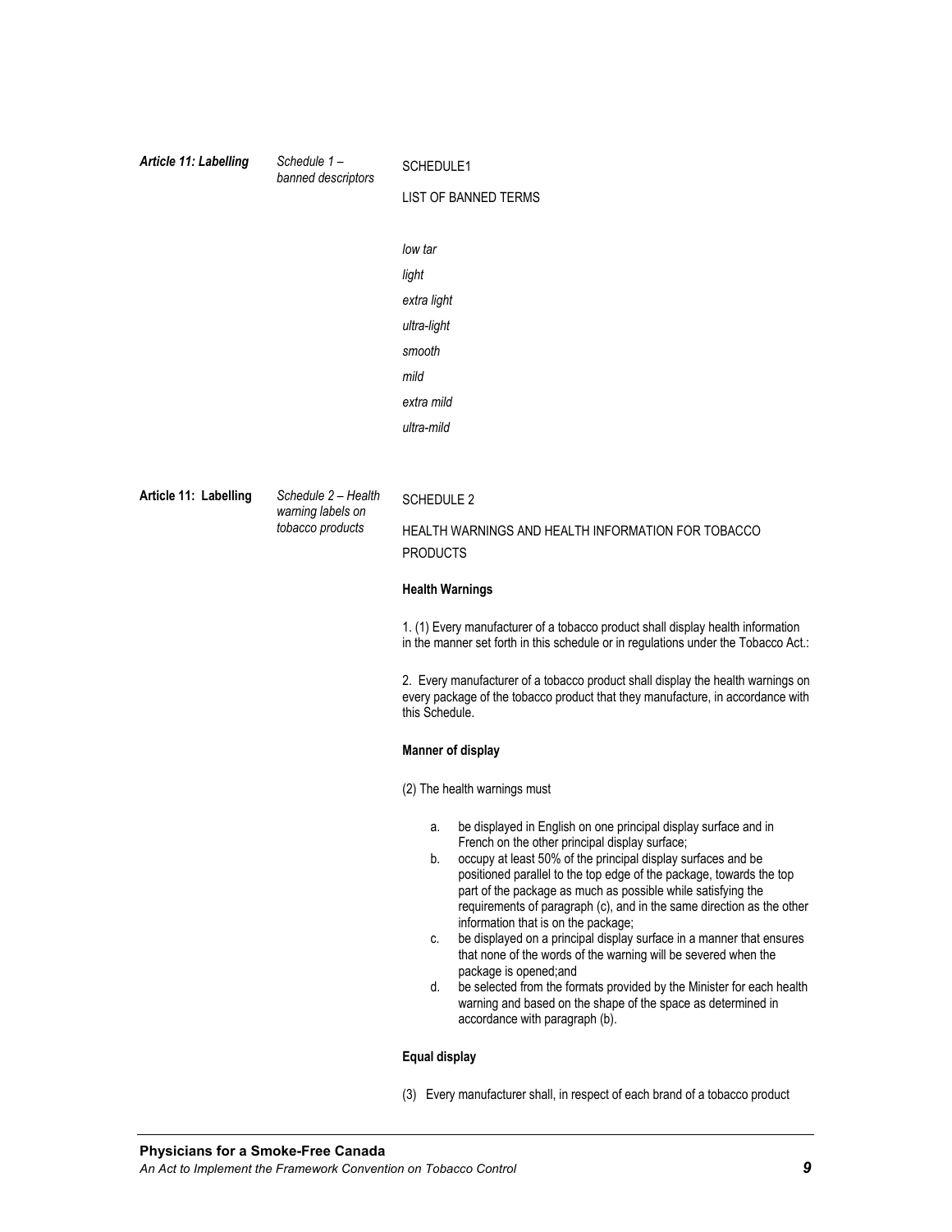| | | |
|---|---|---|
| ***Article 11: Labelling*** | *Schedule 1 – banned descriptors* | SCHEDULE1<br><br>LIST OF BANNED TERMS<br><br>*low tar*<br>*light*<br>*extra light*<br>*ultra-light*<br>*smooth*<br>*mild*<br>*extra mild*<br>*ultra-mild* |
| **Article 11: Labelling** | *Schedule 2 – Health warning labels on tobacco products* | SCHEDULE 2<br><br>HEALTH WARNINGS AND HEALTH INFORMATION FOR TOBACCO PRODUCTS<br><br>**Health Warnings**<br><br>1. (1) Every manufacturer of a tobacco product shall display health information in the manner set forth in this schedule or in regulations under the Tobacco Act.:<br><br>2. Every manufacturer of a tobacco product shall display the health warnings on every package of the tobacco product that they manufacture, in accordance with this Schedule.<br><br>**Manner of display**<br><br>(2) The health warnings must<br><br>a. be displayed in English on one principal display surface and in French on the other principal display surface;<br>b. occupy at least 50% of the principal display surfaces and be positioned parallel to the top edge of the package, towards the top part of the package as much as possible while satisfying the requirements of paragraph (c), and in the same direction as the other information that is on the package;<br>c. be displayed on a principal display surface in a manner that ensures that none of the words of the warning will be severed when the package is opened;and<br>d. be selected from the formats provided by the Minister for each health warning and based on the shape of the space as determined in accordance with paragraph (b).<br><br>**Equal display**<br><br>(3) Every manufacturer shall, in respect of each brand of a tobacco product |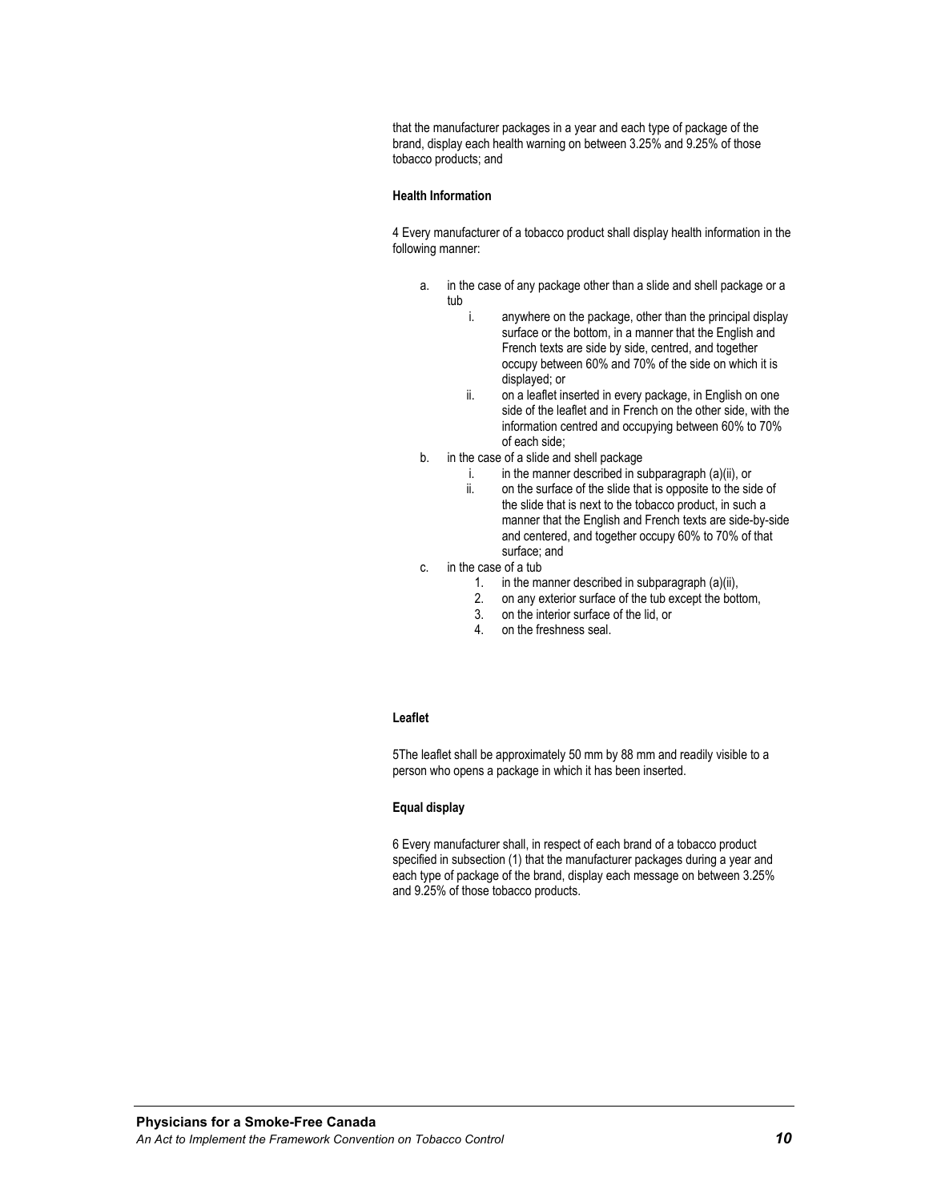that the manufacturer packages in a year and each type of package of the brand, display each health warning on between 3.25% and 9.25% of those tobacco products; and

**Health Information**

4 Every manufacturer of a tobacco product shall display health information in the following manner:

a. in the case of any package other than a slide and shell package or a tub
   i. anywhere on the package, other than the principal display surface or the bottom, in a manner that the English and French texts are side by side, centred, and together occupy between 60% and 70% of the side on which it is displayed; or
   ii. on a leaflet inserted in every package, in English on one side of the leaflet and in French on the other side, with the information centred and occupying between 60% to 70% of each side;
b. in the case of a slide and shell package
   i. in the manner described in subparagraph (a)(ii), or
   ii. on the surface of the slide that is opposite to the side of the slide that is next to the tobacco product, in such a manner that the English and French texts are side-by-side and centered, and together occupy 60% to 70% of that surface; and
c. in the case of a tub
   1. in the manner described in subparagraph (a)(ii),
   2. on any exterior surface of the tub except the bottom,
   3. on the interior surface of the lid, or
   4. on the freshness seal.

**Leaflet**

5The leaflet shall be approximately 50 mm by 88 mm and readily visible to a person who opens a package in which it has been inserted.

**Equal display**

6 Every manufacturer shall, in respect of each brand of a tobacco product specified in subsection (1) that the manufacturer packages during a year and each type of package of the brand, display each message on between 3.25% and 9.25% of those tobacco products.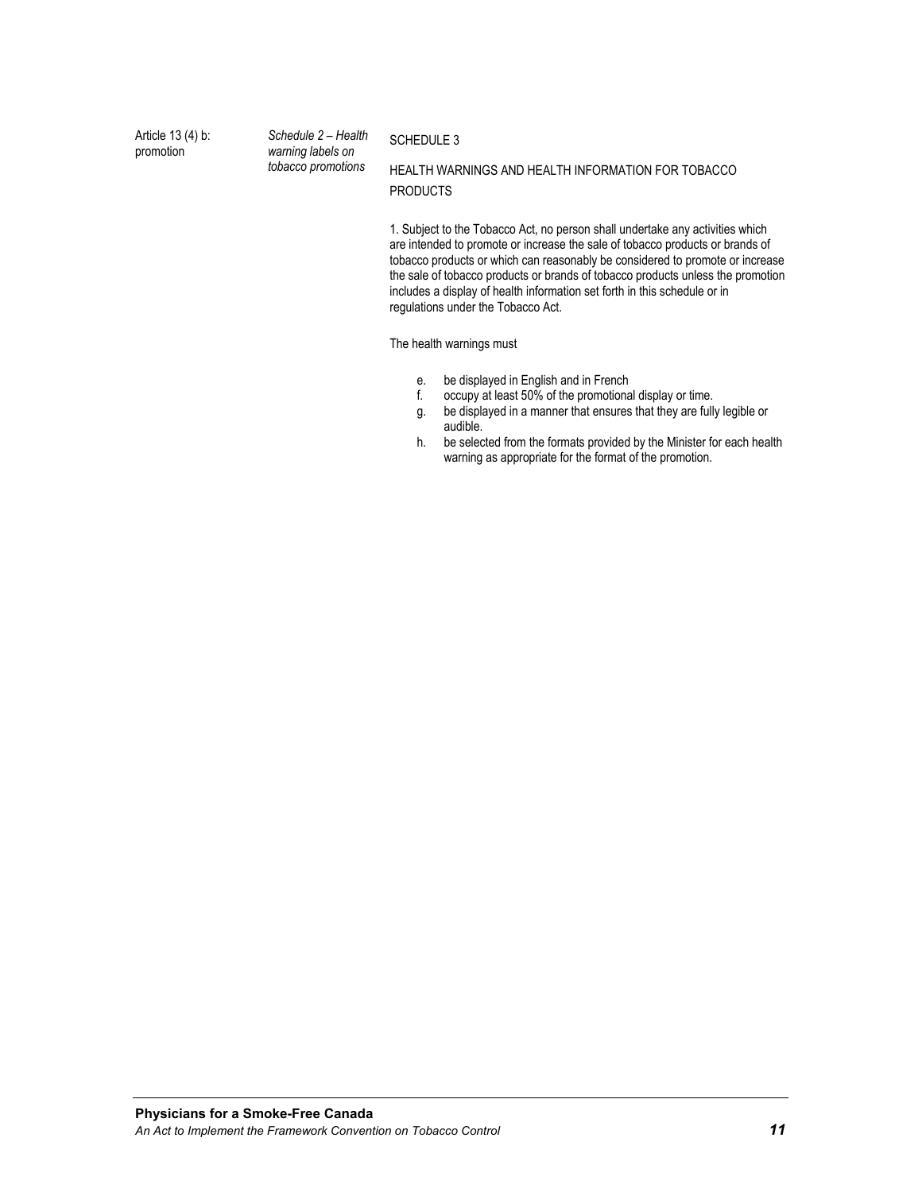| | | |
|---|---|---|
| Article 13 (4) b: promotion | *Schedule 2 – Health warning labels on tobacco promotions* | SCHEDULE 3<br><br>HEALTH WARNINGS AND HEALTH INFORMATION FOR TOBACCO PRODUCTS<br><br>1. Subject to the Tobacco Act, no person shall undertake any activities which are intended to promote or increase the sale of tobacco products or brands of tobacco products or which can reasonably be considered to promote or increase the sale of tobacco products or brands of tobacco products unless the promotion includes a display of health information set forth in this schedule or in regulations under the Tobacco Act.<br><br>The health warnings must<br><br>e. be displayed in English and in French<br>f. occupy at least 50% of the promotional display or time.<br>g. be displayed in a manner that ensures that they are fully legible or audible.<br>h. be selected from the formats provided by the Minister for each health warning as appropriate for the format of the promotion. |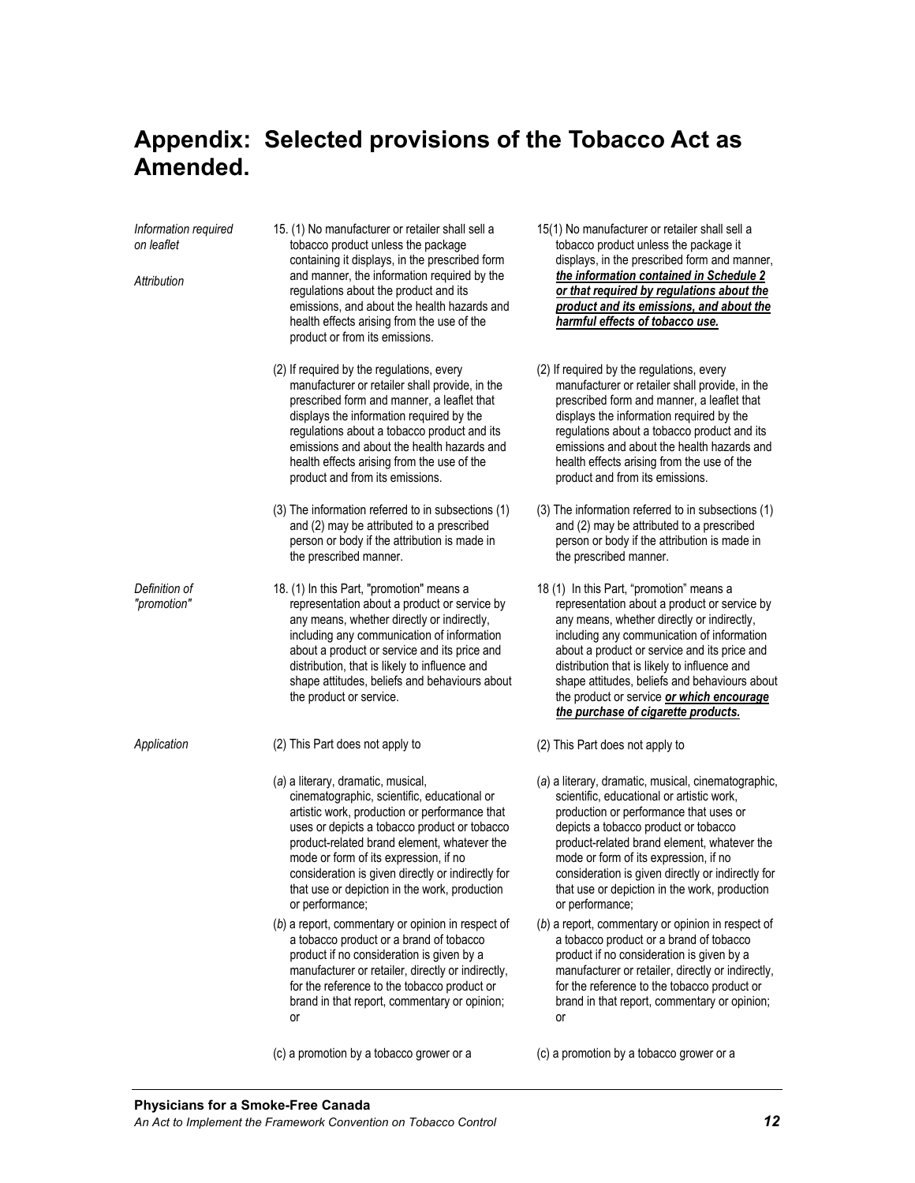# Appendix: Selected provisions of the Tobacco Act as Amended.

| | | |
|---|---|---|
| *Information required on leaflet* <br><br> *Attribution* | 15. (1) No manufacturer or retailer shall sell a tobacco product unless the package containing it displays, in the prescribed form and manner, the information required by the regulations about the product and its emissions, and about the health hazards and health effects arising from the use of the product or from its emissions. | 15(1) No manufacturer or retailer shall sell a tobacco product unless the package it displays, in the prescribed form and manner, ***the information contained in Schedule 2 or that required by regulations about the product and its emissions, and about the harmful effects of tobacco use.*** |
| | (2) If required by the regulations, every manufacturer or retailer shall provide, in the prescribed form and manner, a leaflet that displays the information required by the regulations about a tobacco product and its emissions and about the health hazards and health effects arising from the use of the product and from its emissions. | (2) If required by the regulations, every manufacturer or retailer shall provide, in the prescribed form and manner, a leaflet that displays the information required by the regulations about a tobacco product and its emissions and about the health hazards and health effects arising from the use of the product and from its emissions. |
| | (3) The information referred to in subsections (1) and (2) may be attributed to a prescribed person or body if the attribution is made in the prescribed manner. | (3) The information referred to in subsections (1) and (2) may be attributed to a prescribed person or body if the attribution is made in the prescribed manner. |
| *Definition of "promotion"* | 18. (1) In this Part, "promotion" means a representation about a product or service by any means, whether directly or indirectly, including any communication of information about a product or service and its price and distribution, that is likely to influence and shape attitudes, beliefs and behaviours about the product or service. | 18 (1) In this Part, "promotion" means a representation about a product or service by any means, whether directly or indirectly, including any communication of information about a product or service and its price and distribution that is likely to influence and shape attitudes, beliefs and behaviours about the product or service ***or which encourage the purchase of cigarette products.*** |
| *Application* | (2) This Part does not apply to | (2) This Part does not apply to |
| | (*a*) a literary, dramatic, musical, cinematographic, scientific, educational or artistic work, production or performance that uses or depicts a tobacco product or tobacco product-related brand element, whatever the mode or form of its expression, if no consideration is given directly or indirectly for that use or depiction in the work, production or performance; | (*a*) a literary, dramatic, musical, cinematographic, scientific, educational or artistic work, production or performance that uses or depicts a tobacco product or tobacco product-related brand element, whatever the mode or form of its expression, if no consideration is given directly or indirectly for that use or depiction in the work, production or performance; |
| | (*b*) a report, commentary or opinion in respect of a tobacco product or a brand of tobacco product if no consideration is given by a manufacturer or retailer, directly or indirectly, for the reference to the tobacco product or brand in that report, commentary or opinion; or | (*b*) a report, commentary or opinion in respect of a tobacco product or a brand of tobacco product if no consideration is given by a manufacturer or retailer, directly or indirectly, for the reference to the tobacco product or brand in that report, commentary or opinion; or |
| | (c) a promotion by a tobacco grower or a | (c) a promotion by a tobacco grower or a |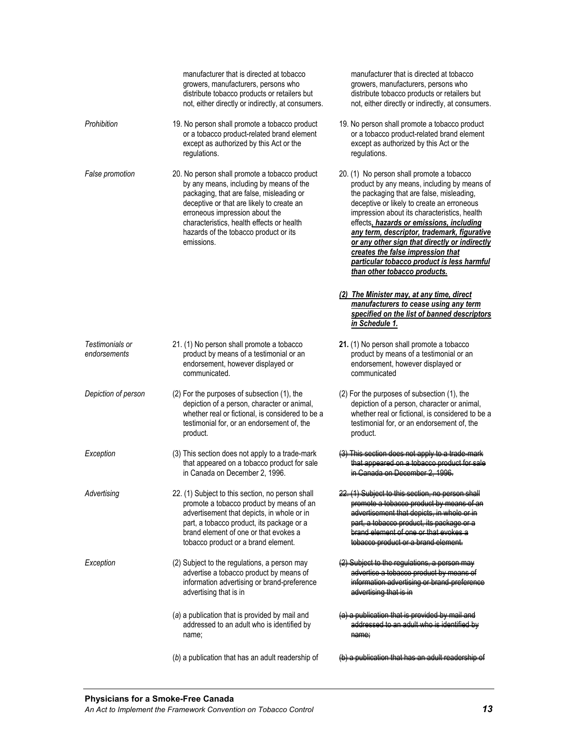| | | |
|---|---|---|
| | manufacturer that is directed at tobacco growers, manufacturers, persons who distribute tobacco products or retailers but not, either directly or indirectly, at consumers. | manufacturer that is directed at tobacco growers, manufacturers, persons who distribute tobacco products or retailers but not, either directly or indirectly, at consumers. |
| *Prohibition* | 19. No person shall promote a tobacco product or a tobacco product-related brand element except as authorized by this Act or the regulations. | 19. No person shall promote a tobacco product or a tobacco product-related brand element except as authorized by this Act or the regulations. |
| *False promotion* | 20. No person shall promote a tobacco product by any means, including by means of the packaging, that are false, misleading or deceptive or that are likely to create an erroneous impression about the characteristics, health effects or health hazards of the tobacco product or its emissions. | 20. (1) No person shall promote a tobacco product by any means, including by means of the packaging that are false, misleading, deceptive or likely to create an erroneous impression about its characteristics, health effects***<u>, hazards or emissions, including any term, descriptor, trademark, figurative or any other sign that directly or indirectly creates the false impression that particular tobacco product is less harmful than other tobacco products.</u>***<br><br>***<u>(2) The Minister may, at any time, direct manufacturers to cease using any term specified on the list of banned descriptors in Schedule 1.</u>*** |
| *Testimonials or endorsements* | 21. (1) No person shall promote a tobacco product by means of a testimonial or an endorsement, however displayed or communicated. | **21.** (1) No person shall promote a tobacco product by means of a testimonial or an endorsement, however displayed or communicated |
| *Depiction of person* | (2) For the purposes of subsection (1), the depiction of a person, character or animal, whether real or fictional, is considered to be a testimonial for, or an endorsement of, the product. | (2) For the purposes of subsection (1), the depiction of a person, character or animal, whether real or fictional, is considered to be a testimonial for, or an endorsement of, the product. |
| *Exception* | (3) This section does not apply to a trade-mark that appeared on a tobacco product for sale in Canada on December 2, 1996. | ~~(3) This section does not apply to a trade-mark that appeared on a tobacco product for sale in Canada on December 2, 1996.~~ |
| *Advertising* | 22. (1) Subject to this section, no person shall promote a tobacco product by means of an advertisement that depicts, in whole or in part, a tobacco product, its package or a brand element of one or that evokes a tobacco product or a brand element. | ~~22. (1) Subject to this section, no person shall promote a tobacco product by means of an advertisement that depicts, in whole or in part, a tobacco product, its package or a brand element of one or that evokes a tobacco product or a brand element.~~ |
| *Exception* | (2) Subject to the regulations, a person may advertise a tobacco product by means of information advertising or brand-preference advertising that is in | ~~(2) Subject to the regulations, a person may advertise a tobacco product by means of information advertising or brand-preference advertising that is in~~ |
| | (*a*) a publication that is provided by mail and addressed to an adult who is identified by name; | ~~(a) a publication that is provided by mail and addressed to an adult who is identified by name;~~ |
| | (*b*) a publication that has an adult readership of | ~~(b) a publication that has an adult readership of~~ |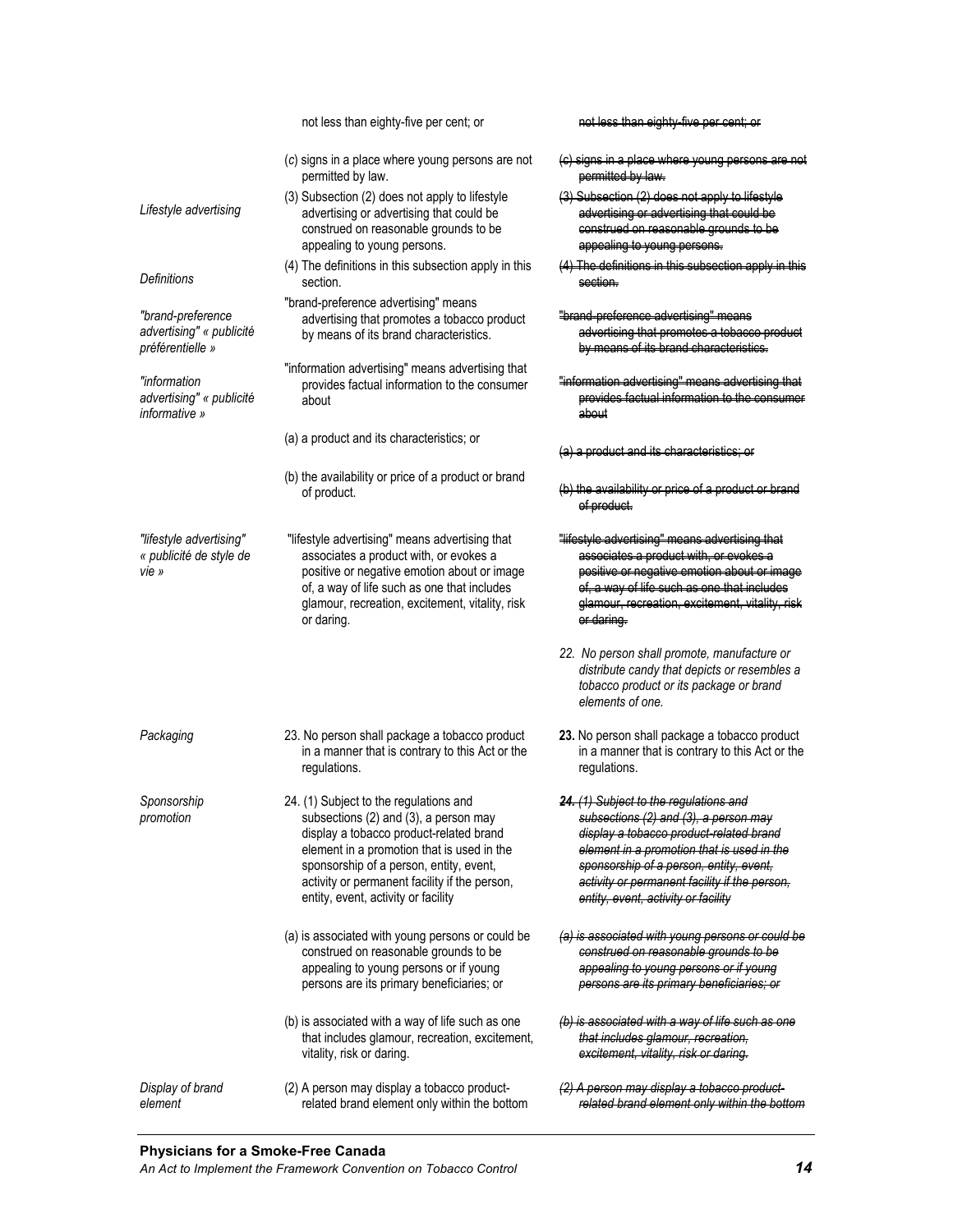| | | |
|---|---|---|
| | not less than eighty-five per cent; or | ~~not less than eighty-five per cent; or~~ |
| | (*c*) signs in a place where young persons are not permitted by law. | ~~(c) signs in a place where young persons are not permitted by law.~~ |
| *Lifestyle advertising* | (3) Subsection (2) does not apply to lifestyle advertising or advertising that could be construed on reasonable grounds to be appealing to young persons. | ~~(3) Subsection (2) does not apply to lifestyle advertising or advertising that could be construed on reasonable grounds to be appealing to young persons.~~ |
| *Definitions* | (4) The definitions in this subsection apply in this section. | ~~(4) The definitions in this subsection apply in this section.~~ |
| *"brand-preference advertising" « publicité préférentielle »* | "brand-preference advertising" means advertising that promotes a tobacco product by means of its brand characteristics. | ~~"brand-preference advertising" means advertising that promotes a tobacco product by means of its brand characteristics.~~ |
| *"information advertising" « publicité informative »* | "information advertising" means advertising that provides factual information to the consumer about | ~~"information advertising" means advertising that provides factual information to the consumer about~~ |
| | (a) a product and its characteristics; or | ~~(a) a product and its characteristics; or~~ |
| | (b) the availability or price of a product or brand of product. | ~~(b) the availability or price of a product or brand of product.~~ |
| *"lifestyle advertising" « publicité de style de vie »* | "lifestyle advertising" means advertising that associates a product with, or evokes a positive or negative emotion about or image of, a way of life such as one that includes glamour, recreation, excitement, vitality, risk or daring. | ~~"lifestyle advertising" means advertising that associates a product with, or evokes a positive or negative emotion about or image of, a way of life such as one that includes glamour, recreation, excitement, vitality, risk or daring.~~ |
| | | *22. No person shall promote, manufacture or distribute candy that depicts or resembles a tobacco product or its package or brand elements of one.* |
| *Packaging* | 23. No person shall package a tobacco product in a manner that is contrary to this Act or the regulations. | **23.** No person shall package a tobacco product in a manner that is contrary to this Act or the regulations. |
| *Sponsorship promotion* | 24. (1) Subject to the regulations and subsections (2) and (3), a person may display a tobacco product-related brand element in a promotion that is used in the sponsorship of a person, entity, event, activity or permanent facility if the person, entity, event, activity or facility | ~~***24.** (1) Subject to the regulations and subsections (2) and (3), a person may display a tobacco product-related brand element in a promotion that is used in the sponsorship of a person, entity, event, activity or permanent facility if the person, entity, event, activity or facility*~~ |
| | (a) is associated with young persons or could be construed on reasonable grounds to be appealing to young persons or if young persons are its primary beneficiaries; or | ~~*(a) is associated with young persons or could be construed on reasonable grounds to be appealing to young persons or if young persons are its primary beneficiaries; or*~~ |
| | (b) is associated with a way of life such as one that includes glamour, recreation, excitement, vitality, risk or daring. | ~~*(b) is associated with a way of life such as one that includes glamour, recreation, excitement, vitality, risk or daring.*~~ |
| *Display of brand element* | (2) A person may display a tobacco product-related brand element only within the bottom | ~~*(2) A person may display a tobacco product-related brand element only within the bottom*~~ |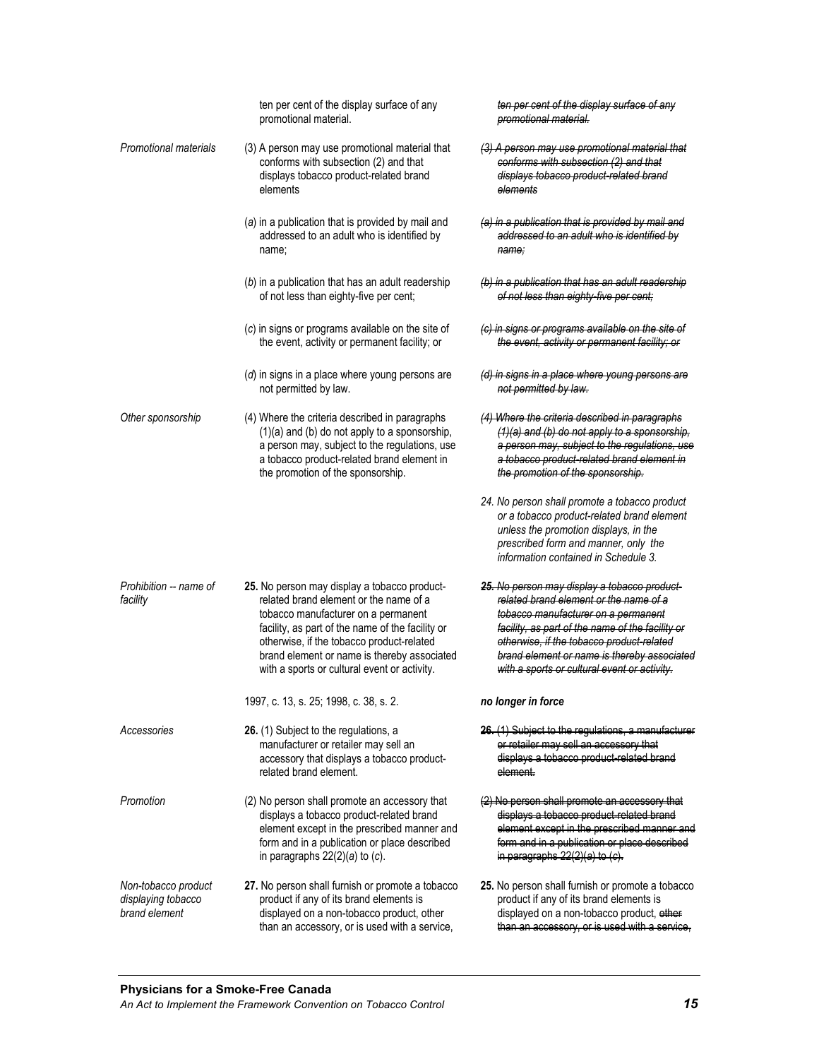| | | |
|---|---|---|
| | ten per cent of the display surface of any promotional material. | ~~*ten per cent of the display surface of any promotional material.*~~ |
| *Promotional materials* | (3) A person may use promotional material that conforms with subsection (2) and that displays tobacco product-related brand elements | ~~*(3) A person may use promotional material that conforms with subsection (2) and that displays tobacco product-related brand elements*~~ |
| | (*a*) in a publication that is provided by mail and addressed to an adult who is identified by name; | ~~*(a) in a publication that is provided by mail and addressed to an adult who is identified by name;*~~ |
| | (*b*) in a publication that has an adult readership of not less than eighty-five per cent; | ~~*(b) in a publication that has an adult readership of not less than eighty-five per cent;*~~ |
| | (*c*) in signs or programs available on the site of the event, activity or permanent facility; or | ~~*(c) in signs or programs available on the site of the event, activity or permanent facility; or*~~ |
| | (*d*) in signs in a place where young persons are not permitted by law. | ~~*(d) in signs in a place where young persons are not permitted by law.*~~ |
| *Other sponsorship* | (4) Where the criteria described in paragraphs (1)(a) and (b) do not apply to a sponsorship, a person may, subject to the regulations, use a tobacco product-related brand element in the promotion of the sponsorship. | ~~*(4) Where the criteria described in paragraphs (1)(a) and (b) do not apply to a sponsorship, a person may, subject to the regulations, use a tobacco product-related brand element in the promotion of the sponsorship.*~~ |
| | | *24. No person shall promote a tobacco product or a tobacco product-related brand element unless the promotion displays, in the prescribed form and manner, only the information contained in Schedule 3.* |
| *Prohibition -- name of facility* | **25.** No person may display a tobacco product-related brand element or the name of a tobacco manufacturer on a permanent facility, as part of the name of the facility or otherwise, if the tobacco product-related brand element or name is thereby associated with a sports or cultural event or activity. | ~~***25.** No person may display a tobacco product-related brand element or the name of a tobacco manufacturer on a permanent facility, as part of the name of the facility or otherwise, if the tobacco product-related brand element or name is thereby associated with a sports or cultural event or activity.*~~ |
| | 1997, c. 13, s. 25; 1998, c. 38, s. 2. | ***no longer in force*** |
| *Accessories* | **26.** (1) Subject to the regulations, a manufacturer or retailer may sell an accessory that displays a tobacco product-related brand element. | ~~**26.** (1) Subject to the regulations, a manufacturer or retailer may sell an accessory that displays a tobacco product-related brand element.~~ |
| *Promotion* | (2) No person shall promote an accessory that displays a tobacco product-related brand element except in the prescribed manner and form and in a publication or place described in paragraphs 22(2)(*a*) to (*c*). | ~~(2) No person shall promote an accessory that displays a tobacco product-related brand element except in the prescribed manner and form and in a publication or place described in paragraphs 22(2)(a) to (c).~~ |
| *Non-tobacco product displaying tobacco brand element* | **27.** No person shall furnish or promote a tobacco product if any of its brand elements is displayed on a non-tobacco product, other than an accessory, or is used with a service, | **25.** No person shall furnish or promote a tobacco product if any of its brand elements is displayed on a non-tobacco product, ~~other than an accessory, or is used with a service,~~ |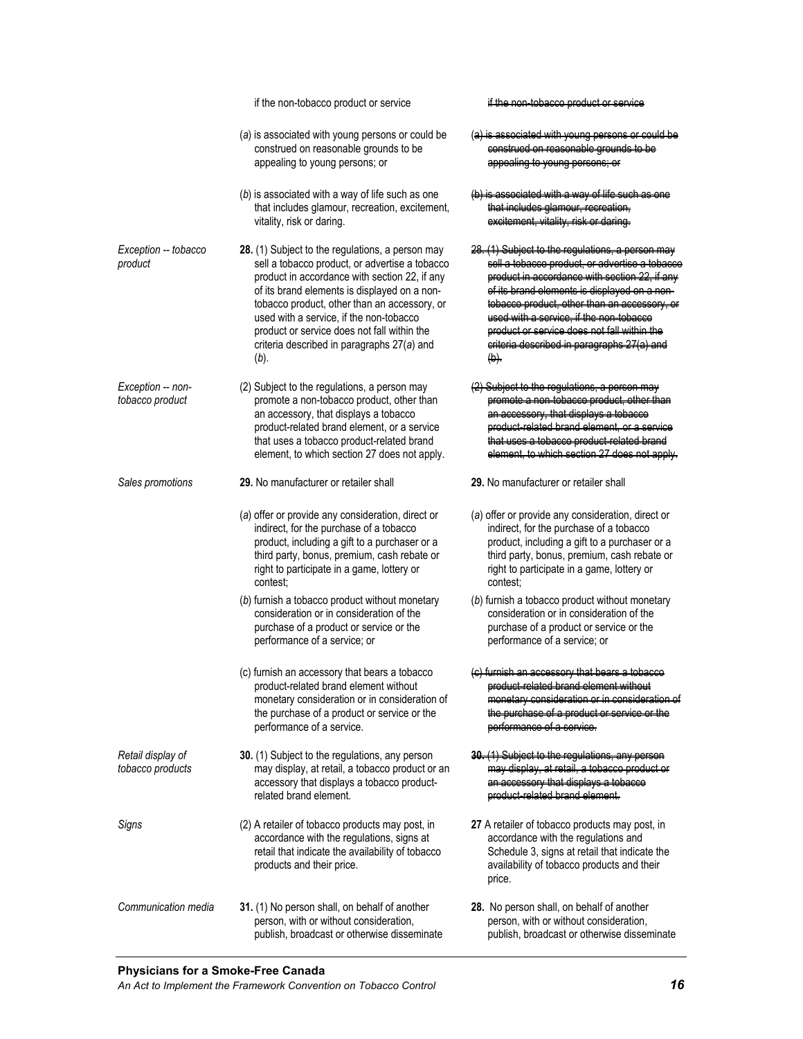| | | |
|---|---|---|
| | if the non-tobacco product or service | ~~if the non-tobacco product or service~~ |
| | (*a*) is associated with young persons or could be construed on reasonable grounds to be appealing to young persons; or | ~~(a) is associated with young persons or could be construed on reasonable grounds to be appealing to young persons; or~~ |
| | (*b*) is associated with a way of life such as one that includes glamour, recreation, excitement, vitality, risk or daring. | ~~(b) is associated with a way of life such as one that includes glamour, recreation, excitement, vitality, risk or daring.~~ |
| *Exception -- tobacco product* | **28.** (1) Subject to the regulations, a person may sell a tobacco product, or advertise a tobacco product in accordance with section 22, if any of its brand elements is displayed on a non-tobacco product, other than an accessory, or used with a service, if the non-tobacco product or service does not fall within the criteria described in paragraphs 27(*a*) and (*b*). | ~~28. (1) Subject to the regulations, a person may sell a tobacco product, or advertise a tobacco product in accordance with section 22, if any of its brand elements is displayed on a non-tobacco product, other than an accessory, or used with a service, if the non-tobacco product or service does not fall within the criteria described in paragraphs 27(a) and (b).~~ |
| *Exception -- non-tobacco product* | (2) Subject to the regulations, a person may promote a non-tobacco product, other than an accessory, that displays a tobacco product-related brand element, or a service that uses a tobacco product-related brand element, to which section 27 does not apply. | ~~(2) Subject to the regulations, a person may promote a non-tobacco product, other than an accessory, that displays a tobacco product-related brand element, or a service that uses a tobacco product-related brand element, to which section 27 does not apply.~~ |
| *Sales promotions* | **29.** No manufacturer or retailer shall | **29.** No manufacturer or retailer shall |
| | (*a*) offer or provide any consideration, direct or indirect, for the purchase of a tobacco product, including a gift to a purchaser or a third party, bonus, premium, cash rebate or right to participate in a game, lottery or contest; | (*a*) offer or provide any consideration, direct or indirect, for the purchase of a tobacco product, including a gift to a purchaser or a third party, bonus, premium, cash rebate or right to participate in a game, lottery or contest; |
| | (*b*) furnish a tobacco product without monetary consideration or in consideration of the purchase of a product or service or the performance of a service; or | (*b*) furnish a tobacco product without monetary consideration or in consideration of the purchase of a product or service or the performance of a service; or |
| | (c) furnish an accessory that bears a tobacco product-related brand element without monetary consideration or in consideration of the purchase of a product or service or the performance of a service. | ~~(c) furnish an accessory that bears a tobacco product-related brand element without monetary consideration or in consideration of the purchase of a product or service or the performance of a service.~~ |
| *Retail display of tobacco products* | **30.** (1) Subject to the regulations, any person may display, at retail, a tobacco product or an accessory that displays a tobacco product-related brand element. | ~~**30.** (1) Subject to the regulations, any person may display, at retail, a tobacco product or an accessory that displays a tobacco product-related brand element.~~ |
| *Signs* | (2) A retailer of tobacco products may post, in accordance with the regulations, signs at retail that indicate the availability of tobacco products and their price. | **27** A retailer of tobacco products may post, in accordance with the regulations and Schedule 3, signs at retail that indicate the availability of tobacco products and their price. |
| *Communication media* | **31.** (1) No person shall, on behalf of another person, with or without consideration, publish, broadcast or otherwise disseminate | **28.** No person shall, on behalf of another person, with or without consideration, publish, broadcast or otherwise disseminate |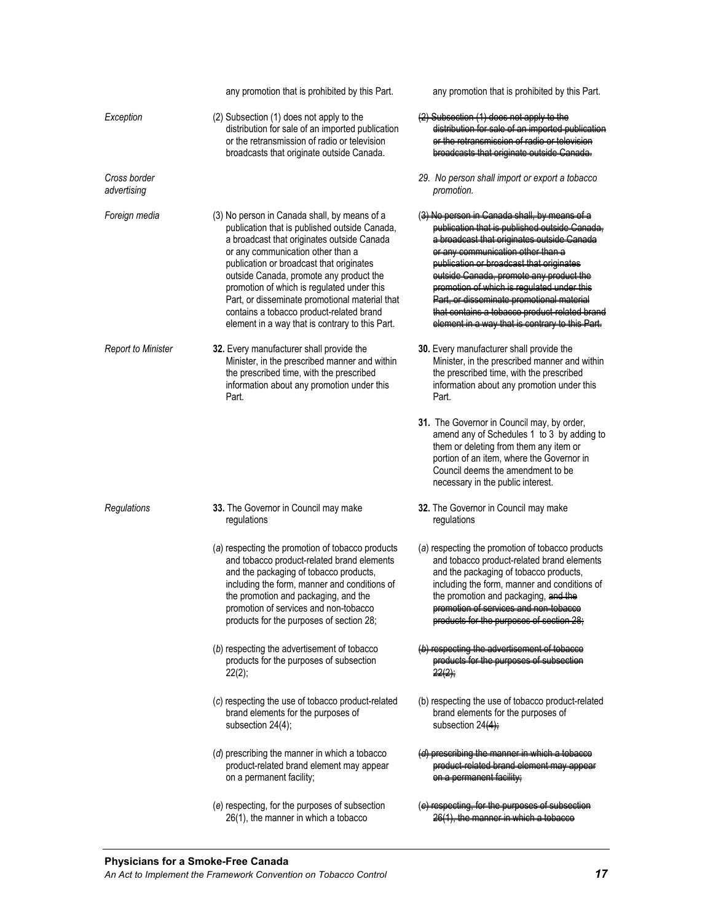| | | |
|---|---|---|
| | any promotion that is prohibited by this Part. | any promotion that is prohibited by this Part. |
| *Exception* | (2) Subsection (1) does not apply to the distribution for sale of an imported publication or the retransmission of radio or television broadcasts that originate outside Canada. | ~~(2) Subsection (1) does not apply to the distribution for sale of an imported publication or the retransmission of radio or television broadcasts that originate outside Canada.~~ |
| *Cross border advertising* | | *29. No person shall import or export a tobacco promotion.* |
| *Foreign media* | (3) No person in Canada shall, by means of a publication that is published outside Canada, a broadcast that originates outside Canada or any communication other than a publication or broadcast that originates outside Canada, promote any product the promotion of which is regulated under this Part, or disseminate promotional material that contains a tobacco product-related brand element in a way that is contrary to this Part. | ~~(3) No person in Canada shall, by means of a publication that is published outside Canada, a broadcast that originates outside Canada or any communication other than a publication or broadcast that originates outside Canada, promote any product the promotion of which is regulated under this Part, or disseminate promotional material that contains a tobacco product-related brand element in a way that is contrary to this Part.~~ |
| *Report to Minister* | **32.** Every manufacturer shall provide the Minister, in the prescribed manner and within the prescribed time, with the prescribed information about any promotion under this Part. | **30.** Every manufacturer shall provide the Minister, in the prescribed manner and within the prescribed time, with the prescribed information about any promotion under this Part. |
| | | **31.** The Governor in Council may, by order, amend any of Schedules 1 to 3 by adding to them or deleting from them any item or portion of an item, where the Governor in Council deems the amendment to be necessary in the public interest. |
| *Regulations* | **33.** The Governor in Council may make regulations | **32.** The Governor in Council may make regulations |
| | (*a*) respecting the promotion of tobacco products and tobacco product-related brand elements and the packaging of tobacco products, including the form, manner and conditions of the promotion and packaging, and the promotion of services and non-tobacco products for the purposes of section 28; | (*a*) respecting the promotion of tobacco products and tobacco product-related brand elements and the packaging of tobacco products, including the form, manner and conditions of the promotion and packaging, ~~and the promotion of services and non-tobacco products for the purposes of section 28;~~ |
| | (*b*) respecting the advertisement of tobacco products for the purposes of subsection 22(2); | ~~(*b*) respecting the advertisement of tobacco products for the purposes of subsection 22(2);~~ |
| | (*c*) respecting the use of tobacco product-related brand elements for the purposes of subsection 24(4); | (b) respecting the use of tobacco product-related brand elements for the purposes of subsection 24~~(4);~~ |
| | (*d*) prescribing the manner in which a tobacco product-related brand element may appear on a permanent facility; | ~~(*d*) prescribing the manner in which a tobacco product-related brand element may appear on a permanent facility;~~ |
| | (*e*) respecting, for the purposes of subsection 26(1), the manner in which a tobacco | ~~(*e*) respecting, for the purposes of subsection 26(1), the manner in which a tobacco~~ |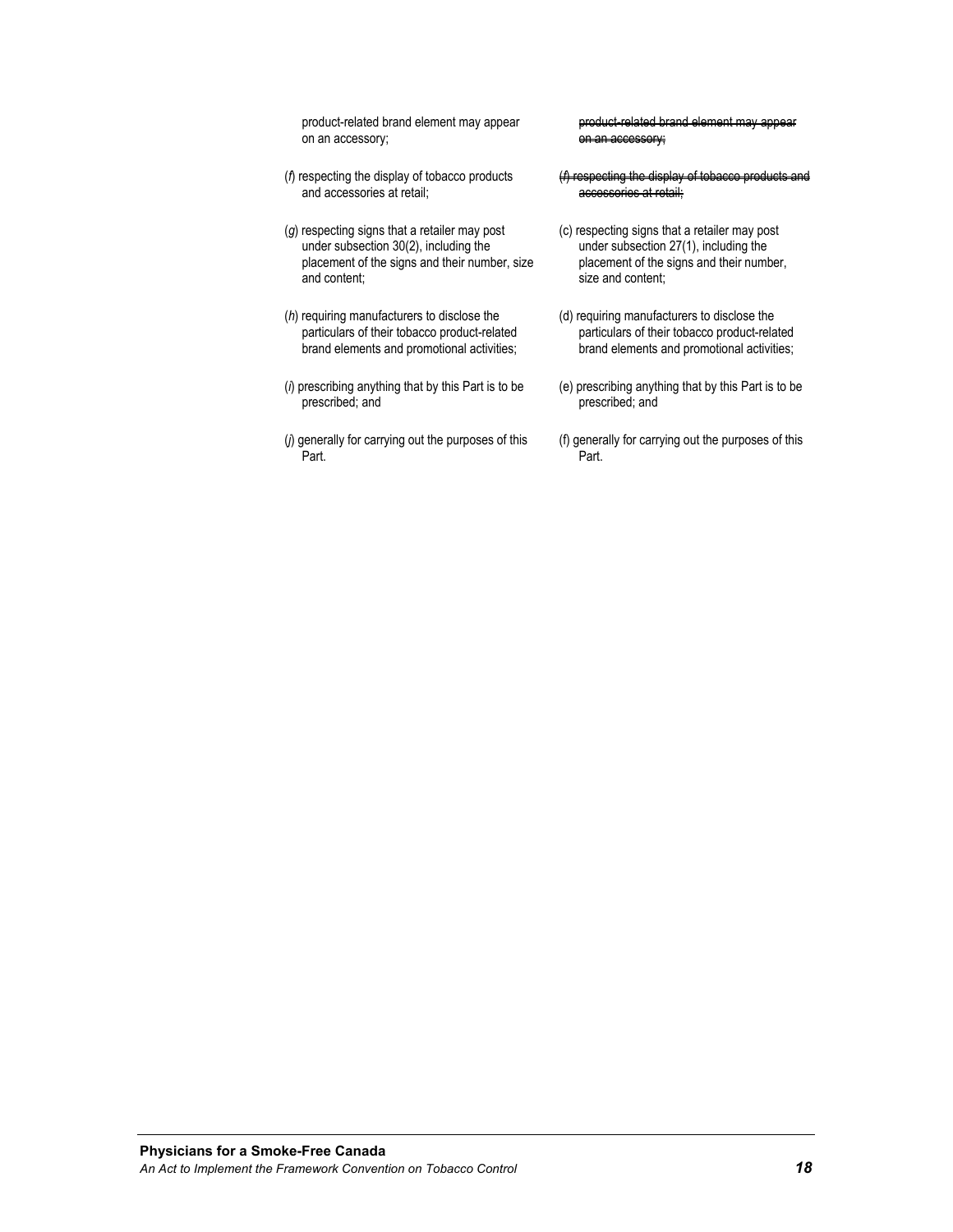| | |
|---|---|
| product-related brand element may appear on an accessory; | ~~product-related brand element may appear on an accessory;~~ |
| (*f*) respecting the display of tobacco products and accessories at retail; | ~~(*f*) respecting the display of tobacco products and accessories at retail;~~ |
| (*g*) respecting signs that a retailer may post under subsection 30(2), including the placement of the signs and their number, size and content; | (c) respecting signs that a retailer may post under subsection 27(1), including the placement of the signs and their number, size and content; |
| (*h*) requiring manufacturers to disclose the particulars of their tobacco product-related brand elements and promotional activities; | (d) requiring manufacturers to disclose the particulars of their tobacco product-related brand elements and promotional activities; |
| (*i*) prescribing anything that by this Part is to be prescribed; and | (e) prescribing anything that by this Part is to be prescribed; and |
| (*j*) generally for carrying out the purposes of this Part. | (f) generally for carrying out the purposes of this Part. |